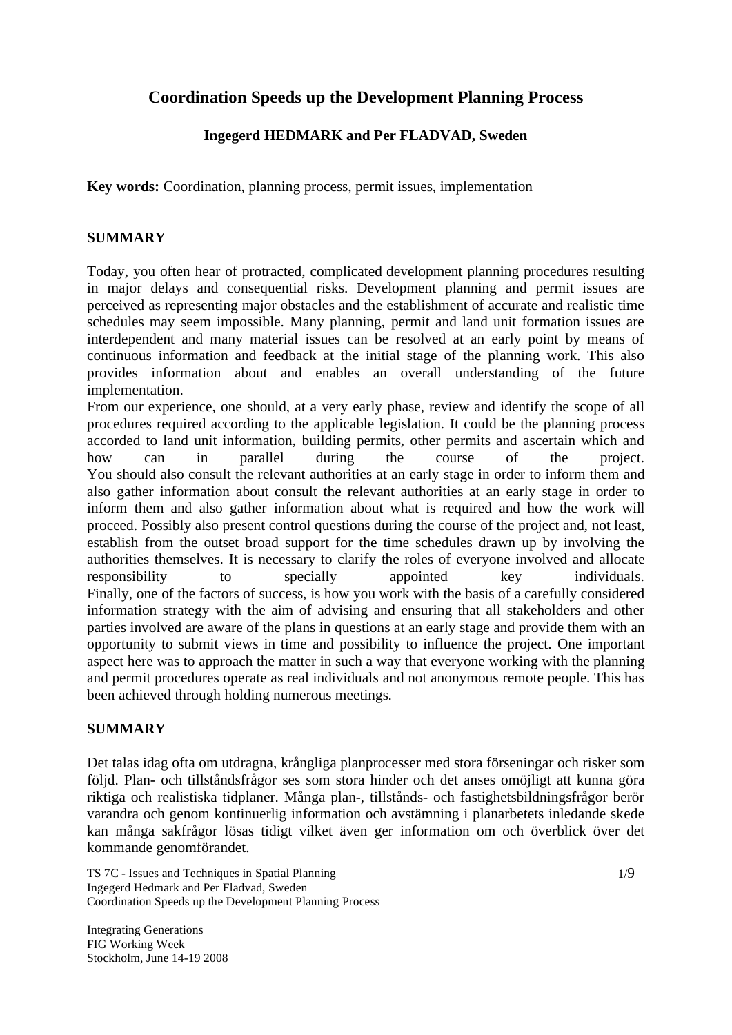# Coordination Speeds up the Development Planning Process

**Ingegerd HEDMARK and Per FLADVAD, Sweden**

**Key words:** Coordination, planning process, permit issues, implementation

## SUMMARY

Today, you often hear of protracted, complicated development planning procedures resulting in major delays and consequential risks. Development planning and permit issues are perceived as representing major obstacles and the establishment of accurate and realistic time schedules may seem impossible. Many planning, permit and land unit formation issues are interdependent and many material issues can be resolved at an early point by means of continuous information and feedback at the initial stage of the planning work. This also provides information about and enables an overall understanding of the future implementation.

From our experience, one should, at a very early phase, review and identify the scope of all procedures required according to the applicable legislation. It could be the planning process accorded to land unit information, building permits, other permits and ascertain which and how can in parallel during the course of the project.

You should also consult the relevant authorities at an early stage in order to inform them and also gather information about consult the relevant authorities at an early stage in order to inform them and also gather information about what is required and how the work will proceed. Possibly also present control questions during the course of the project and, not least, establish from the outset broad support for the time schedules drawn up by involving the authorities themselves. It is necessary to clarify the roles of everyone involved and allocate responsibility to specially appointed key individuals.

Finally, one of the factors of success, is how you work with the basis of a carefully considered information strategy with the aim of advising and ensuring that all stakeholders and other parties involved are aware of the plans in questions at an early stage and provide them with an opportunity to submit views in time and possibility to influence the project. One important aspect here was to approach the matter in such a way that everyone working with the planning and permit procedures operate as real individuals and not anonymous remote people. This has been achieved through holding numerous meetings.

## SUMMARY

Det talas idag ofta om utdragna, krångliga planprocesser med stora förseningar och risker som följd. Plan- och tillståndsfrågor ses som stora hinder och det anses omöjligt att kunna göra riktiga och realistiska tidplaner. Många plan-, tillstånds- och fastighetsbildningsfrågor berör varandra och genom kontinuerlig information och avstämning i planarbetets inledande skede kan många sakfrågor lösas tidigt vilket även ger information om och överblick över det kommande genomförandet.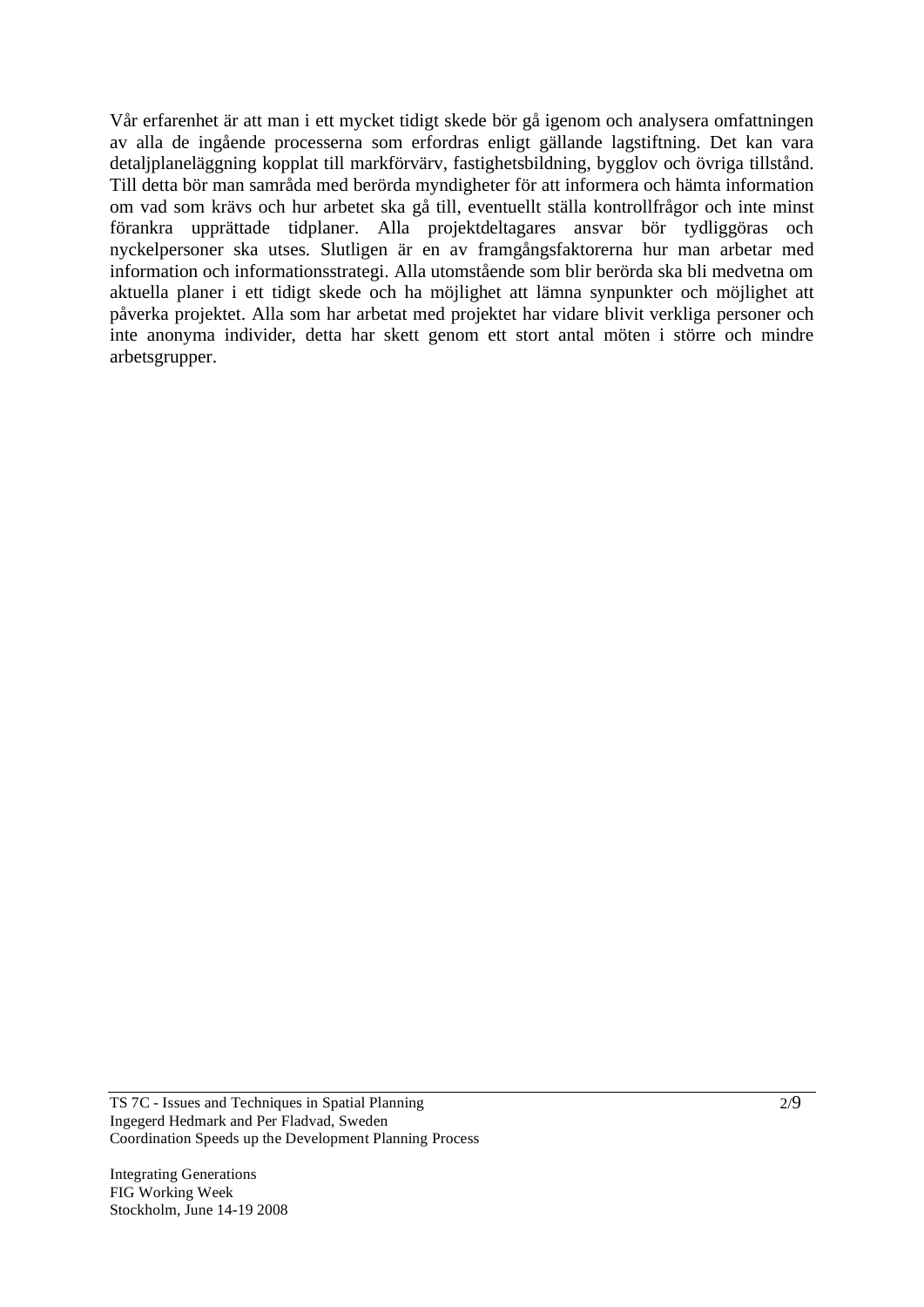Vår erfarenhet är att man i ett mycket tidigt skede bör gå igenom och analysera omfattningen av alla de ingående processerna som erfordras enligt gällande lagstiftning. Det kan vara detaljplaneläggning kopplat till markförvärv, fastighetsbildning, bygglov och övriga tillstånd. Till detta bör man samråda med berörda myndigheter för att informera och hämta information om vad som krävs och hur arbetet ska gå till, eventuellt ställa kontrollfrågor och inte minst förankra upprättade tidplaner. Alla projektdeltagares ansvar bör tydliggöras och nyckelpersoner ska utses. Slutligen är en av framgångsfaktorerna hur man arbetar med information och informationsstrategi. Alla utomstående som blir berörda ska bli medvetna om aktuella planer i ett tidigt skede och ha möjlighet att lämna synpunkter och möjlighet att påverka projektet. Alla som har arbetat med projektet har vidare blivit verkliga personer och inte anonyma individer, detta har skett genom ett stort antal möten i större och mindre arbetsgrupper.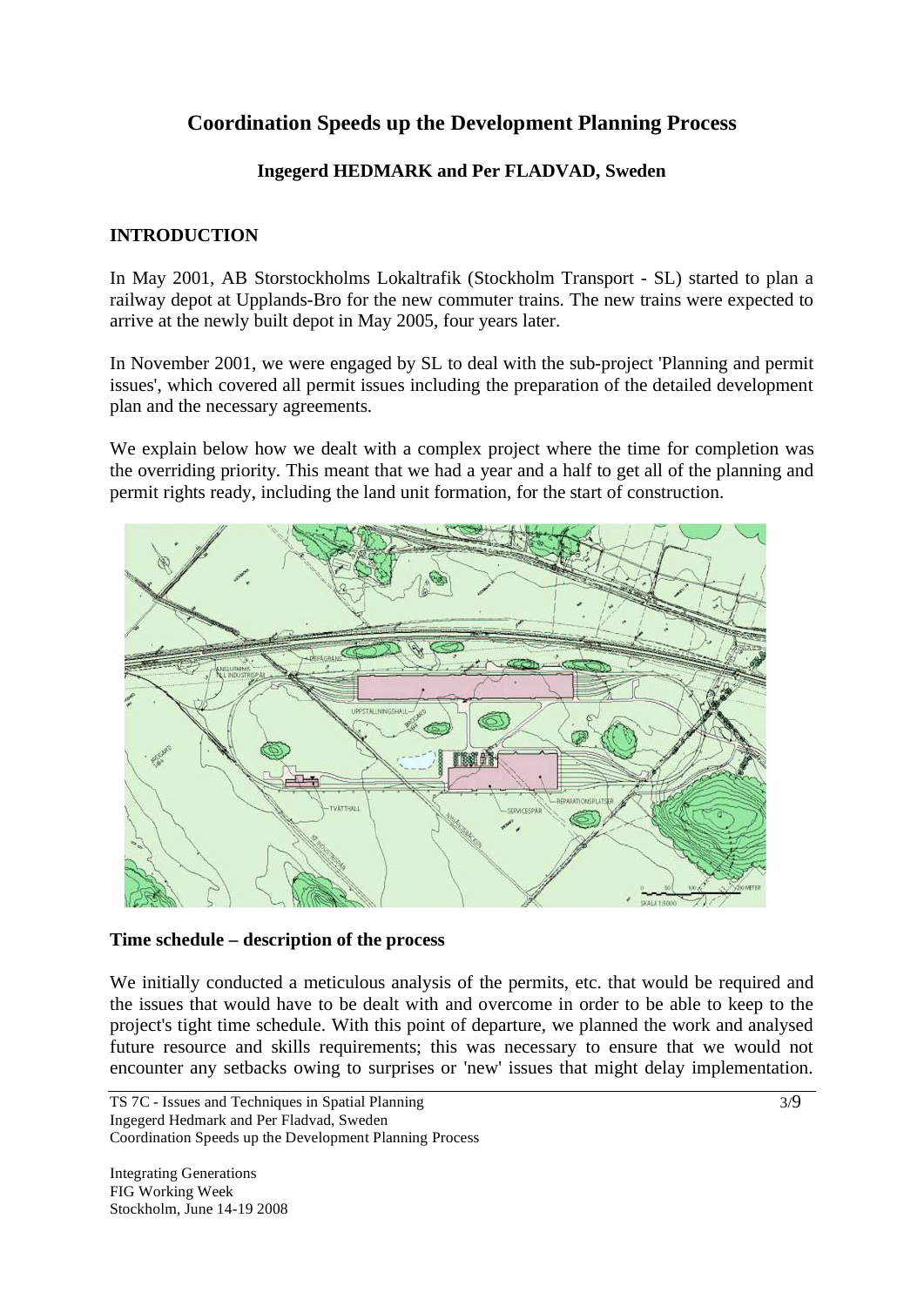# Coordination Speeds up the Development Planning Process

**Ingegerd HEDMARK and Per FLADVAD, Sweden**

## INTRODUCTION

In May 2001, AB Storstockholms Lokaltrafik (Stockholm Transport - SL) started to plan a railway depot at Upplands-Bro for the new commuter trains. The new trains were expected to arrive at the newly built depot in May 2005, four years later.

In November 2001, we were engaged by SL to deal with the sub-project 'Planning and permit issues', which covered all permit issues including the preparation of the detailed development plan and the necessary agreements.

We explain below how we dealt with a complex project where the time for completion was the overriding priority. This meant that we had a year and a half to get all of the planning and permit rights ready, including the land unit formation, for the start of construction.

### Time schedule – description of the process

We initially conducted a meticulous analysis of the permits, etc. that would be required and the issues that would have to be dealt with and overcome in order to be able to keep to the project's tight time schedule. With this point of departure, we planned the work and analysed future resource and skills requirements; this was necessary to ensure that we would not encounter any setbacks owing to surprises or 'new' issues that might delay implementation.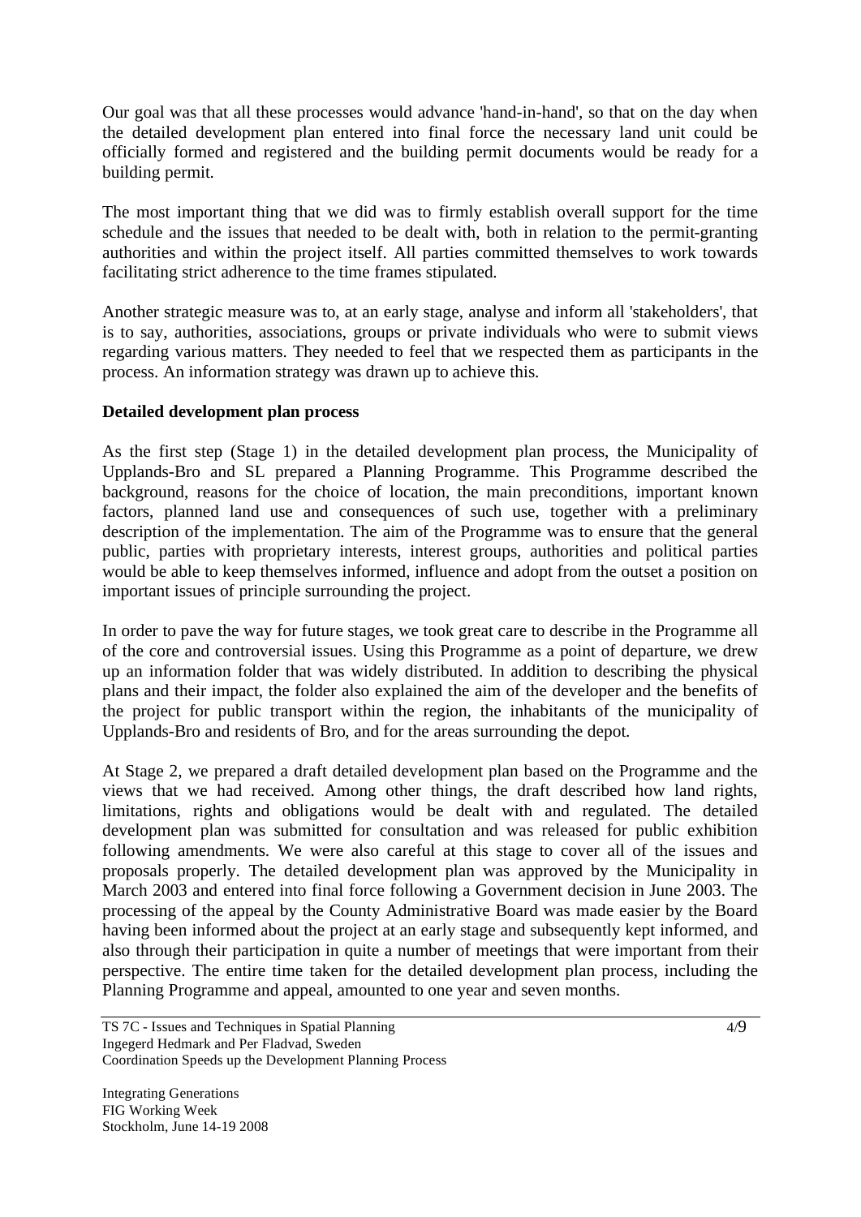Our goal was that all these processes would advance 'hand-in-hand', so that on the day when the detailed development plan entered into final force the necessary land unit could be officially formed and registered and the building permit documents would be ready for a building permit.

The most important thing that we did was to firmly establish overall support for the time schedule and the issues that needed to be dealt with, both in relation to the permit-granting authorities and within the project itself. All parties committed themselves to work towards facilitating strict adherence to the time frames stipulated.

Another strategic measure was to, at an early stage, analyse and inform all 'stakeholders', that is to say, authorities, associations, groups or private individuals who were to submit views regarding various matters. They needed to feel that we respected them as participants in the process. An information strategy was drawn up to achieve this.

**Detailed development plan process**

As the first step (Stage 1) in the detailed development plan process, the Municipality of Upplands-Bro and SL prepared a Planning Programme. This Programme described the background, reasons for the choice of location, the main preconditions, important known factors, planned land use and consequences of such use, together with a preliminary description of the implementation. The aim of the Programme was to ensure that the general public, parties with proprietary interests, interest groups, authorities and political parties would be able to keep themselves informed, influence and adopt from the outset a position on important issues of principle surrounding the project.

In order to pave the way for future stages, we took great care to describe in the Programme all of the core and controversial issues. Using this Programme as a point of departure, we drew up an information folder that was widely distributed. In addition to describing the physical plans and their impact, the folder also explained the aim of the developer and the benefits of the project for public transport within the region, the inhabitants of the municipality of Upplands-Bro and residents of Bro, and for the areas surrounding the depot.

At Stage 2, we prepared a draft detailed development plan based on the Programme and the views that we had received. Among other things, the draft described how land rights, limitations, rights and obligations would be dealt with and regulated. The detailed development plan was submitted for consultation and was released for public exhibition following amendments. We were also careful at this stage to cover all of the issues and proposals properly. The detailed development plan was approved by the Municipality in March 2003 and entered into final force following a Government decision in June 2003. The processing of the appeal by the County Administrative Board was made easier by the Board having been informed about the project at an early stage and subsequently kept informed, and also through their participation in quite a number of meetings that were important from their perspective. The entire time taken for the detailed development plan process, including the Planning Programme and appeal, amounted to one year and seven months.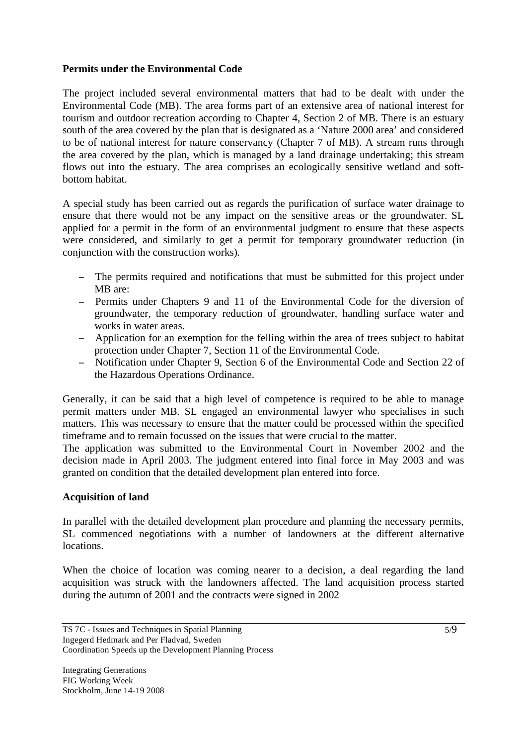**Permits under the Environmental Code**

The project included several environmental matters that had to be dealt with under the Environmental Code (MB). The area forms part of an extensive area of national interest for tourism and outdoor recreation according to Chapter 4, Section 2 of MB. There is an estuary south of the area covered by the plan that is designated as a 'Nature 2000 area' and considered to be of national interest for nature conservancy (Chapter 7 of MB). A stream runs through the area covered by the plan, which is managed by a land drainage undertaking; this stream flows out into the estuary. The area comprises an ecologically sensitive wetland and soft-bottom habitat.

A special study has been carried out as regards the purification of surface water drainage to ensure that there would not be any impact on the sensitive areas or the groundwater. SL applied for a permit in the form of an environmental judgment to ensure that these aspects were considered, and similarly to get a permit for temporary groundwater reduction (in conjunction with the construction works).

- The permits required and notifications that must be submitted for this project under MB are:
- Permits under Chapters 9 and 11 of the Environmental Code for the diversion of groundwater, the temporary reduction of groundwater, handling surface water and works in water areas.
- Application for an exemption for the felling within the area of trees subject to habitat protection under Chapter 7, Section 11 of the Environmental Code.
- Notification under Chapter 9, Section 6 of the Environmental Code and Section 22 of the Hazardous Operations Ordinance.

Generally, it can be said that a high level of competence is required to be able to manage permit matters under MB. SL engaged an environmental lawyer who specialises in such matters. This was necessary to ensure that the matter could be processed within the specified timeframe and to remain focussed on the issues that were crucial to the matter.
The application was submitted to the Environmental Court in November 2002 and the decision made in April 2003. The judgment entered into final force in May 2003 and was granted on condition that the detailed development plan entered into force.

**Acquisition of land**

In parallel with the detailed development plan procedure and planning the necessary permits, SL commenced negotiations with a number of landowners at the different alternative locations.

When the choice of location was coming nearer to a decision, a deal regarding the land acquisition was struck with the landowners affected. The land acquisition process started during the autumn of 2001 and the contracts were signed in 2002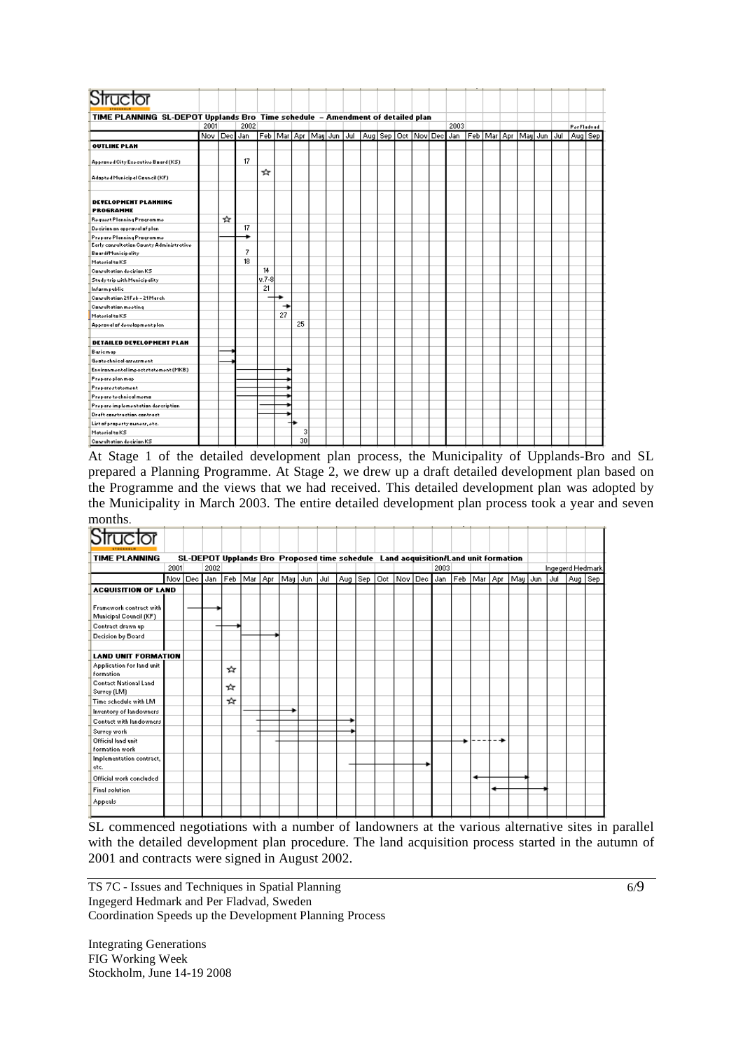**Structor**

**TIME PLANNING SL-DEPOT Upplands Bro Time schedule – Amendment of detailed plan**

Per Fladvad

| | 2001 Nov | Dec | 2002 Jan | Feb | Mar | Apr | May | Jun | Jul | Aug | Sep | Oct | Nov | Dec | 2003 Jan | Feb | Mar | Apr | May | Jun | Jul | Aug | Sep |
|---|---|---|---|---|---|---|---|---|---|---|---|---|---|---|---|---|---|---|---|---|---|---|---|
| **OUTLINE PLAN** | | | | | | | | | | | | | | | | | | | | | | | |
| Approved City Executive Board (KS) | | | 17 | | | | | | | | | | | | | | | | | | | | |
| Adopted Municipal Council (KF) | | | | ☆ | | | | | | | | | | | | | | | | | | | |
| **DEVELOPMENT PLANNING PROGRAMME** | | | | | | | | | | | | | | | | | | | | | | | |
| Request Planning Programme | | ☆ | | | | | | | | | | | | | | | | | | | | | |
| Decision on approval of plan | | | 17 | | | | | | | | | | | | | | | | | | | | |
| Prepare Planning Programme | | —— | → | | | | | | | | | | | | | | | | | | | | |
| Early consultation County Administrative Board/Municipality | | | 7 | | | | | | | | | | | | | | | | | | | | |
| Material to KS | | | 18 | | | | | | | | | | | | | | | | | | | | |
| Consultation decision KS | | | | 14 | | | | | | | | | | | | | | | | | | | |
| Study trip with Municipality | | | | v.7-8 | | | | | | | | | | | | | | | | | | | |
| Inform public | | | | 21 | | | | | | | | | | | | | | | | | | | |
| Consultation 21 Feb – 21 March | | | | —— | → | | | | | | | | | | | | | | | | | | |
| Consultation meeting | | | | | → | | | | | | | | | | | | | | | | | | |
| Material to KS | | | | | 27 | | | | | | | | | | | | | | | | | | |
| Approval of development plan | | | | | | 25 | | | | | | | | | | | | | | | | | |
| **DETAILED DEVELOPMENT PLAN** | | | | | | | | | | | | | | | | | | | | | | | |
| Basic map | | → | | | | | | | | | | | | | | | | | | | | | |
| Geotechnical assessment | | → | | | | | | | | | | | | | | | | | | | | | |
| Environmental impact statement (MKB) | | | —— | —— | —— | → | | | | | | | | | | | | | | | | | |
| Prepare plan map | | | —— | —— | —— | → | | | | | | | | | | | | | | | | | |
| Prepare statement | | | —— | —— | —— | → | | | | | | | | | | | | | | | | | |
| Prepare technical memo | | | —— | —— | —— | → | | | | | | | | | | | | | | | | | |
| Prepare implementation description | | | | —— | —— | → | | | | | | | | | | | | | | | | | |
| Draft construction contract | | | | —— | —— | → | | | | | | | | | | | | | | | | | |
| List of property owners, etc. | | | | | | → | | | | | | | | | | | | | | | | | |
| Material to KS | | | | | | 3 | | | | | | | | | | | | | | | | | |
| Consultation decision KS | | | | | | 30 | | | | | | | | | | | | | | | | | |

At Stage 1 of the detailed development plan process, the Municipality of Upplands-Bro and SL prepared a Planning Programme. At Stage 2, we drew up a draft detailed development plan based on the Programme and the views that we had received. This detailed development plan was adopted by the Municipality in March 2003. The entire detailed development plan process took a year and seven months.

**Structor**

**TIME PLANNING SL-DEPOT Upplands Bro Proposed time schedule Land acquisition/Land unit formation**

Ingegerd Hedmark

| | 2001 Nov | Dec | 2002 Jan | Feb | Mar | Apr | May | Jun | Jul | Aug | Sep | Oct | Nov | Dec | 2003 Jan | Feb | Mar | Apr | May | Jun | Jul | Aug | Sep |
|---|---|---|---|---|---|---|---|---|---|---|---|---|---|---|---|---|---|---|---|---|---|---|---|
| **ACQUISITION OF LAND** | | | | | | | | | | | | | | | | | | | | | | | |
| Framework contract with Municipal Council (KF) | | —— | → | | | | | | | | | | | | | | | | | | | | |
| Contract drawn up | | | —— | → | | | | | | | | | | | | | | | | | | | |
| Decision by Board | | | | | —— | → | | | | | | | | | | | | | | | | | |
| **LAND UNIT FORMATION** | | | | | | | | | | | | | | | | | | | | | | | |
| Application for land unit formation | | | | ☆ | | | | | | | | | | | | | | | | | | | |
| Contact National Land Survey (LM) | | | | ☆ | | | | | | | | | | | | | | | | | | | |
| Time schedule with LM | | | | ☆ | | | | | | | | | | | | | | | | | | | |
| Inventory of landowners | | | | | —— | —— | → | | | | | | | | | | | | | | | | |
| Contact with landowners | | | | | | —— | —— | —— | —— | —— | → | | | | | | | | | | | | |
| Survey work | | | | | | —— | —— | —— | —— | —— | → | | | | | | | | | | | | |
| Official land unit formation work | | | | | | | —— | —— | —— | —— | —— | —— | —— | —— | —— | → | - - - | - - → | | | | | |
| Implementation contract, etc. | | | | | | | | | | | —— | —— | —— | → | | | | | | | | | |
| Official work concluded | | | | | | | | | | | | | | | | | ← —— | —— | → | | | | |
| Final solution | | | | | | | | | | | | | | | | | | ← —— | —— | → | | | |
| Appeals | | | | | | | | | | | | | | | | | | | | | | | |

SL commenced negotiations with a number of landowners at the various alternative sites in parallel with the detailed development plan procedure. The land acquisition process started in the autumn of 2001 and contracts were signed in August 2002.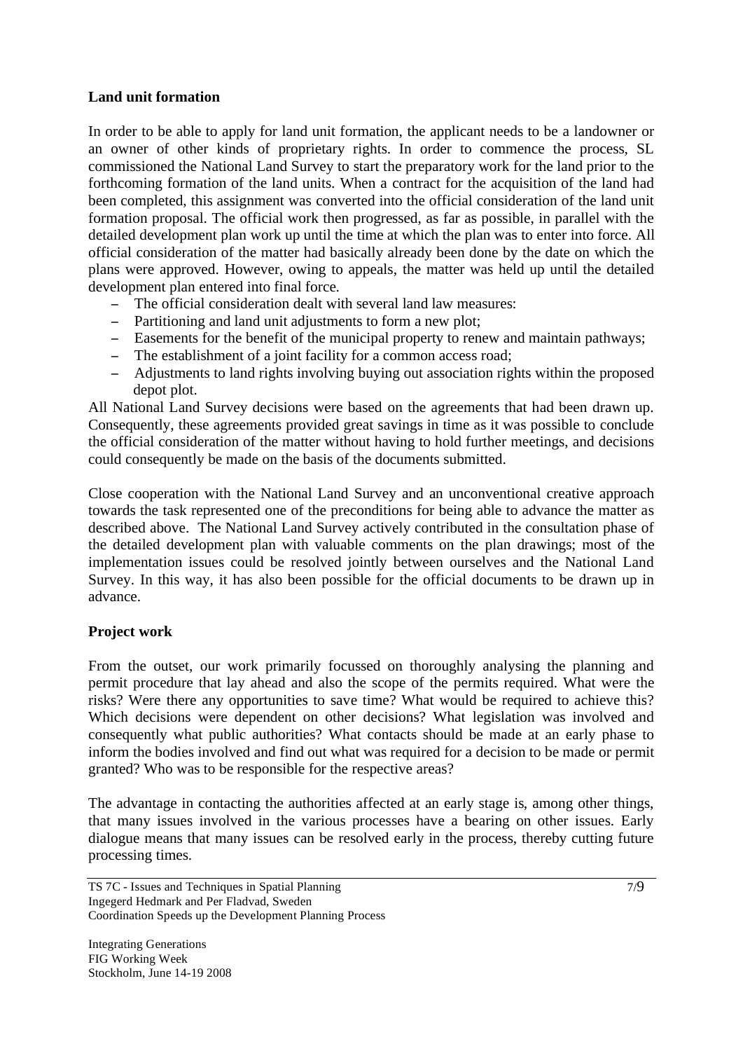**Land unit formation**

In order to be able to apply for land unit formation, the applicant needs to be a landowner or an owner of other kinds of proprietary rights. In order to commence the process, SL commissioned the National Land Survey to start the preparatory work for the land prior to the forthcoming formation of the land units. When a contract for the acquisition of the land had been completed, this assignment was converted into the official consideration of the land unit formation proposal. The official work then progressed, as far as possible, in parallel with the detailed development plan work up until the time at which the plan was to enter into force. All official consideration of the matter had basically already been done by the date on which the plans were approved. However, owing to appeals, the matter was held up until the detailed development plan entered into final force.

- The official consideration dealt with several land law measures:
- Partitioning and land unit adjustments to form a new plot;
- Easements for the benefit of the municipal property to renew and maintain pathways;
- The establishment of a joint facility for a common access road;
- Adjustments to land rights involving buying out association rights within the proposed depot plot.

All National Land Survey decisions were based on the agreements that had been drawn up. Consequently, these agreements provided great savings in time as it was possible to conclude the official consideration of the matter without having to hold further meetings, and decisions could consequently be made on the basis of the documents submitted.

Close cooperation with the National Land Survey and an unconventional creative approach towards the task represented one of the preconditions for being able to advance the matter as described above. The National Land Survey actively contributed in the consultation phase of the detailed development plan with valuable comments on the plan drawings; most of the implementation issues could be resolved jointly between ourselves and the National Land Survey. In this way, it has also been possible for the official documents to be drawn up in advance.

**Project work**

From the outset, our work primarily focussed on thoroughly analysing the planning and permit procedure that lay ahead and also the scope of the permits required. What were the risks? Were there any opportunities to save time? What would be required to achieve this? Which decisions were dependent on other decisions? What legislation was involved and consequently what public authorities? What contacts should be made at an early phase to inform the bodies involved and find out what was required for a decision to be made or permit granted? Who was to be responsible for the respective areas?

The advantage in contacting the authorities affected at an early stage is, among other things, that many issues involved in the various processes have a bearing on other issues. Early dialogue means that many issues can be resolved early in the process, thereby cutting future processing times.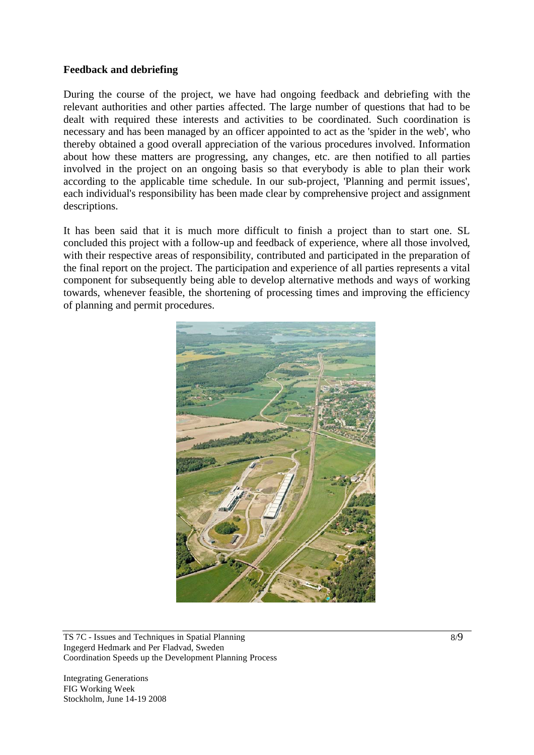**Feedback and debriefing**

During the course of the project, we have had ongoing feedback and debriefing with the relevant authorities and other parties affected. The large number of questions that had to be dealt with required these interests and activities to be coordinated. Such coordination is necessary and has been managed by an officer appointed to act as the 'spider in the web', who thereby obtained a good overall appreciation of the various procedures involved. Information about how these matters are progressing, any changes, etc. are then notified to all parties involved in the project on an ongoing basis so that everybody is able to plan their work according to the applicable time schedule. In our sub-project, 'Planning and permit issues', each individual's responsibility has been made clear by comprehensive project and assignment descriptions.

It has been said that it is much more difficult to finish a project than to start one. SL concluded this project with a follow-up and feedback of experience, where all those involved, with their respective areas of responsibility, contributed and participated in the preparation of the final report on the project. The participation and experience of all parties represents a vital component for subsequently being able to develop alternative methods and ways of working towards, whenever feasible, the shortening of processing times and improving the efficiency of planning and permit procedures.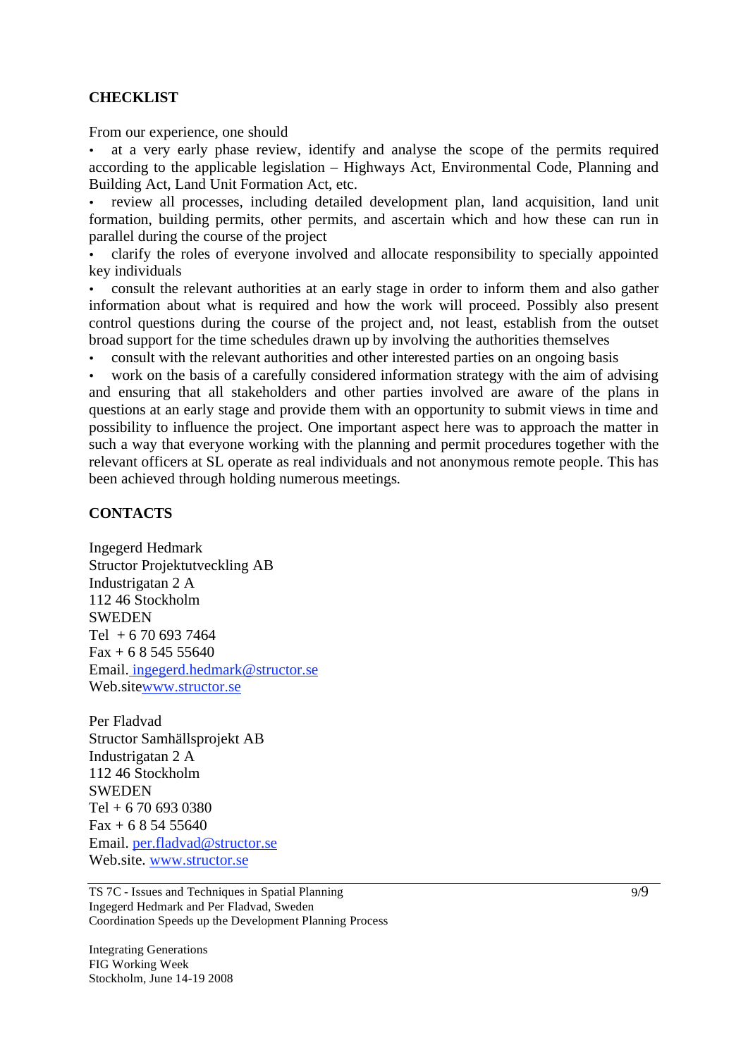## CHECKLIST

From our experience, one should

- at a very early phase review, identify and analyse the scope of the permits required according to the applicable legislation – Highways Act, Environmental Code, Planning and Building Act, Land Unit Formation Act, etc.
- review all processes, including detailed development plan, land acquisition, land unit formation, building permits, other permits, and ascertain which and how these can run in parallel during the course of the project
- clarify the roles of everyone involved and allocate responsibility to specially appointed key individuals
- consult the relevant authorities at an early stage in order to inform them and also gather information about what is required and how the work will proceed. Possibly also present control questions during the course of the project and, not least, establish from the outset broad support for the time schedules drawn up by involving the authorities themselves
- consult with the relevant authorities and other interested parties on an ongoing basis
- work on the basis of a carefully considered information strategy with the aim of advising and ensuring that all stakeholders and other parties involved are aware of the plans in questions at an early stage and provide them with an opportunity to submit views in time and possibility to influence the project. One important aspect here was to approach the matter in such a way that everyone working with the planning and permit procedures together with the relevant officers at SL operate as real individuals and not anonymous remote people. This has been achieved through holding numerous meetings.

## CONTACTS

Ingegerd Hedmark  
Structor Projektutveckling AB  
Industrigatan 2 A  
112 46 Stockholm  
SWEDEN  
Tel + 6 70 693 7464  
Fax + 6 8 545 55640  
Email. ingegerd.hedmark@structor.se  
Web.sitewww.structor.se

Per Fladvad  
Structor Samhällsprojekt AB  
Industrigatan 2 A  
112 46 Stockholm  
SWEDEN  
Tel + 6 70 693 0380  
Fax + 6 8 54 55640  
Email. per.fladvad@structor.se  
Web.site. www.structor.se